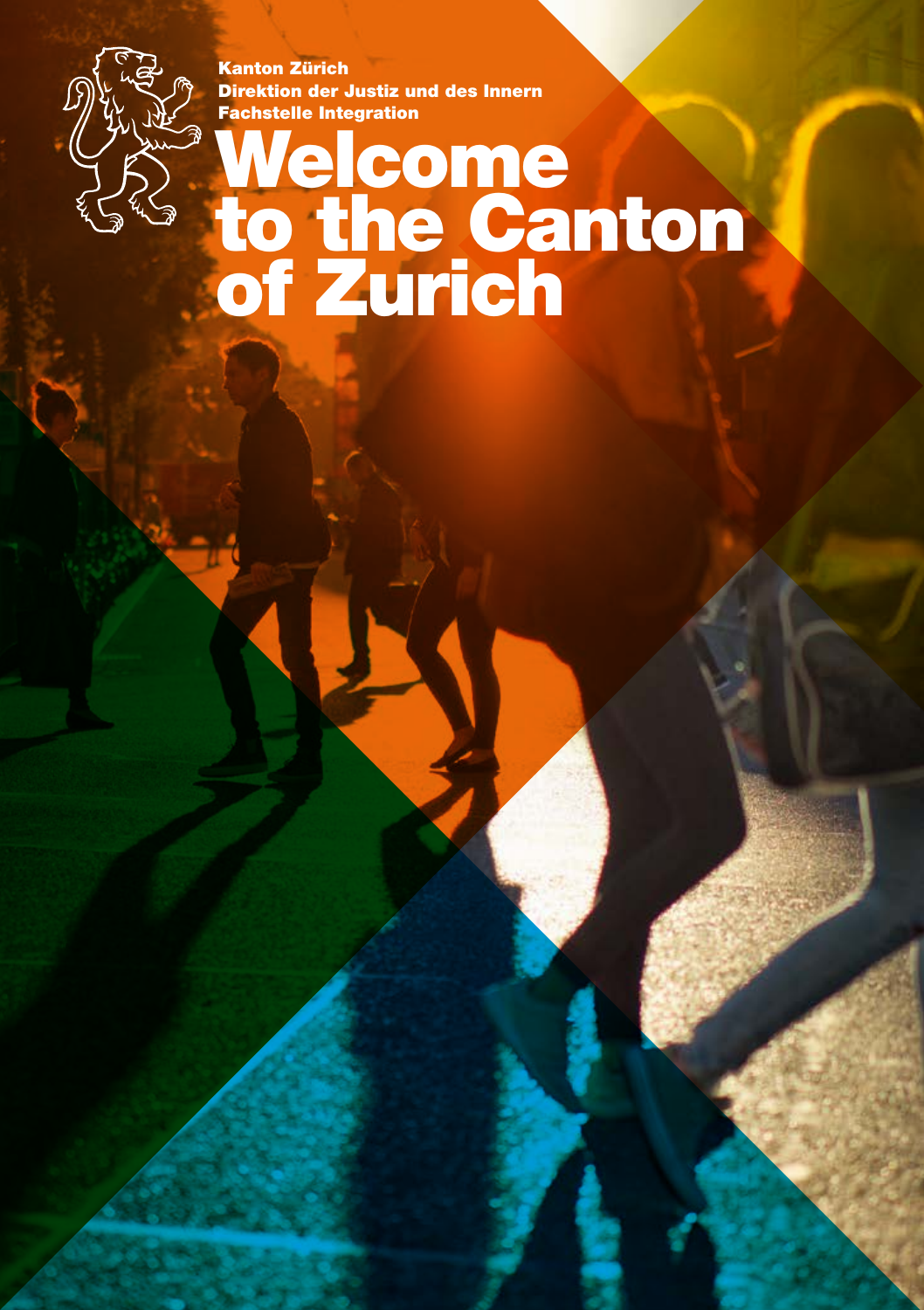Kanton Zürich
Direktion der Justiz und des Innern
Fachstelle Integration

# Welcome to the Canton of Zurich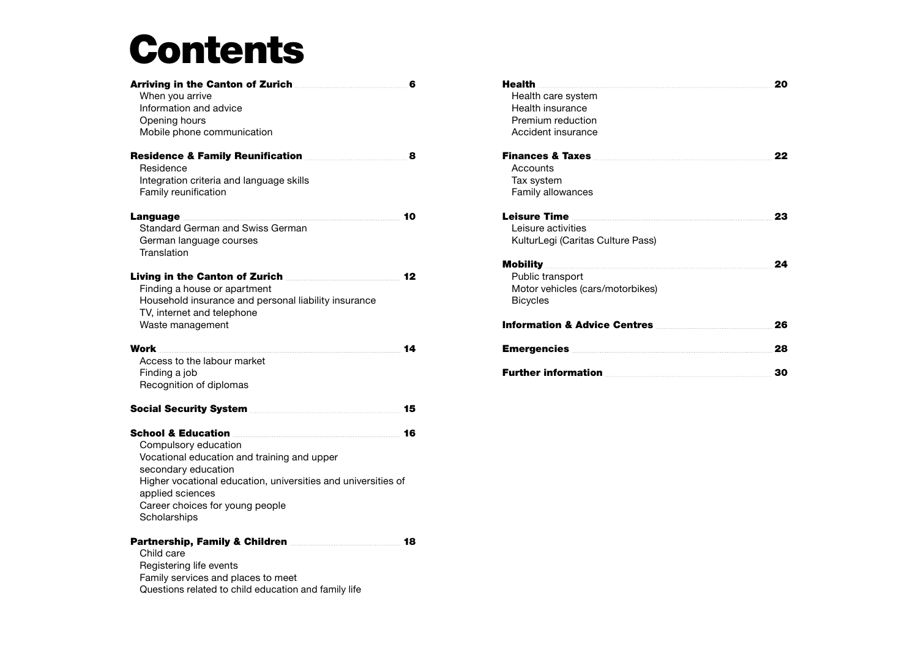# Contents

**Arriving in the Canton of Zurich** 6
- When you arrive
- Information and advice
- Opening hours
- Mobile phone communication

**Residence & Family Reunification** 8
- Residence
- Integration criteria and language skills
- Family reunification

**Language** 10
- Standard German and Swiss German
- German language courses
- Translation

**Living in the Canton of Zurich** 12
- Finding a house or apartment
- Household insurance and personal liability insurance
- TV, internet and telephone
- Waste management

**Work** 14
- Access to the labour market
- Finding a job
- Recognition of diplomas

**Social Security System** 15

**School & Education** 16
- Compulsory education
- Vocational education and training and upper secondary education
- Higher vocational education, universities and universities of applied sciences
- Career choices for young people
- Scholarships

**Partnership, Family & Children** 18
- Child care
- Registering life events
- Family services and places to meet
- Questions related to child education and family life

**Health** 20
- Health care system
- Health insurance
- Premium reduction
- Accident insurance

**Finances & Taxes** 22
- Accounts
- Tax system
- Family allowances

**Leisure Time** 23
- Leisure activities
- KulturLegi (Caritas Culture Pass)

**Mobility** 24
- Public transport
- Motor vehicles (cars/motorbikes)
- Bicycles

**Information & Advice Centres** 26

**Emergencies** 28

**Further information** 30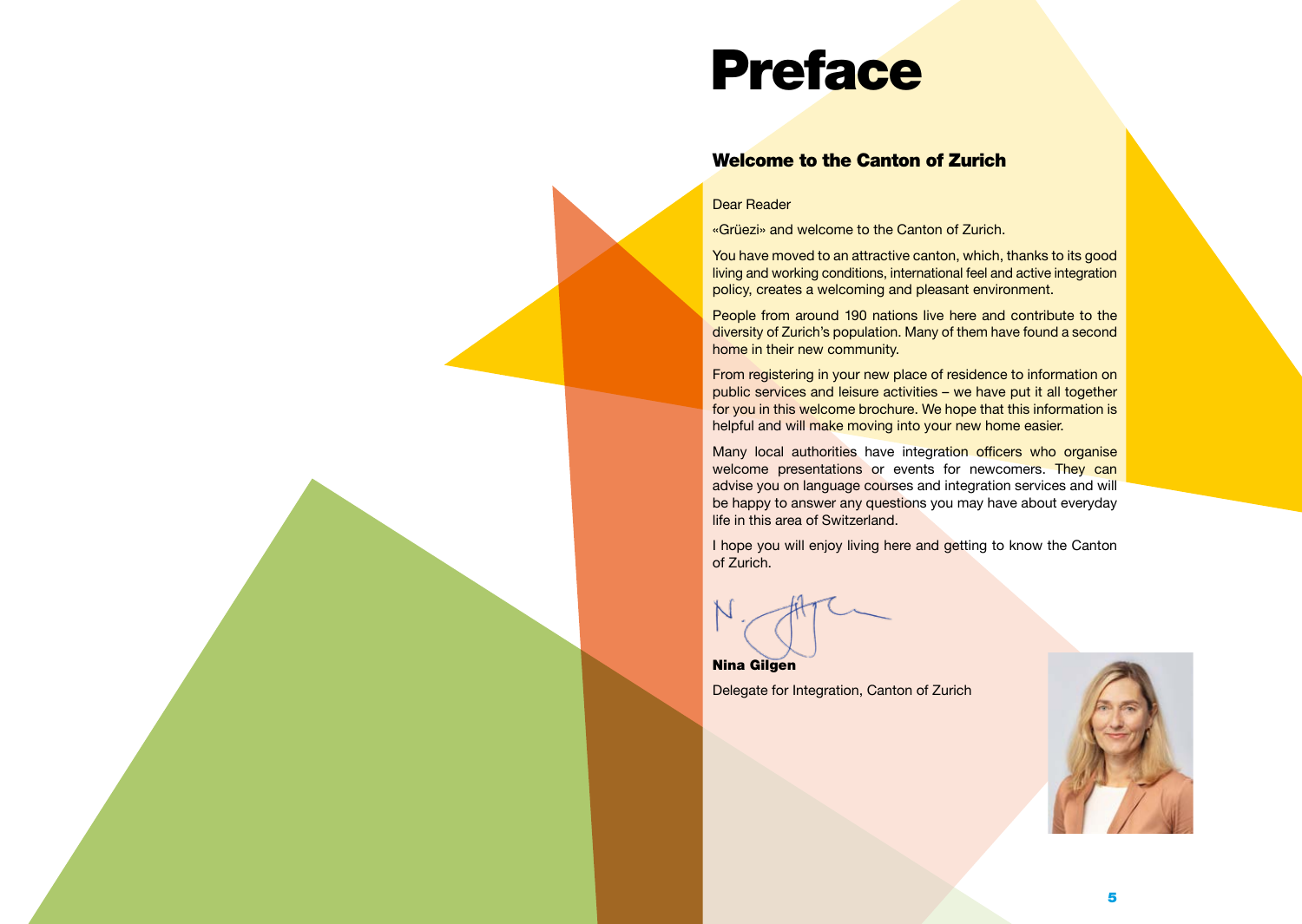# Preface

## Welcome to the Canton of Zurich

Dear Reader

«Grüezi» and welcome to the Canton of Zurich.

You have moved to an attractive canton, which, thanks to its good living and working conditions, international feel and active integration policy, creates a welcoming and pleasant environment.

People from around 190 nations live here and contribute to the diversity of Zurich's population. Many of them have found a second home in their new community.

From registering in your new place of residence to information on public services and leisure activities – we have put it all together for you in this welcome brochure. We hope that this information is helpful and will make moving into your new home easier.

Many local authorities have integration officers who organise welcome presentations or events for newcomers. They can advise you on language courses and integration services and will be happy to answer any questions you may have about everyday life in this area of Switzerland.

I hope you will enjoy living here and getting to know the Canton of Zurich.

**Nina Gilgen**

Delegate for Integration, Canton of Zurich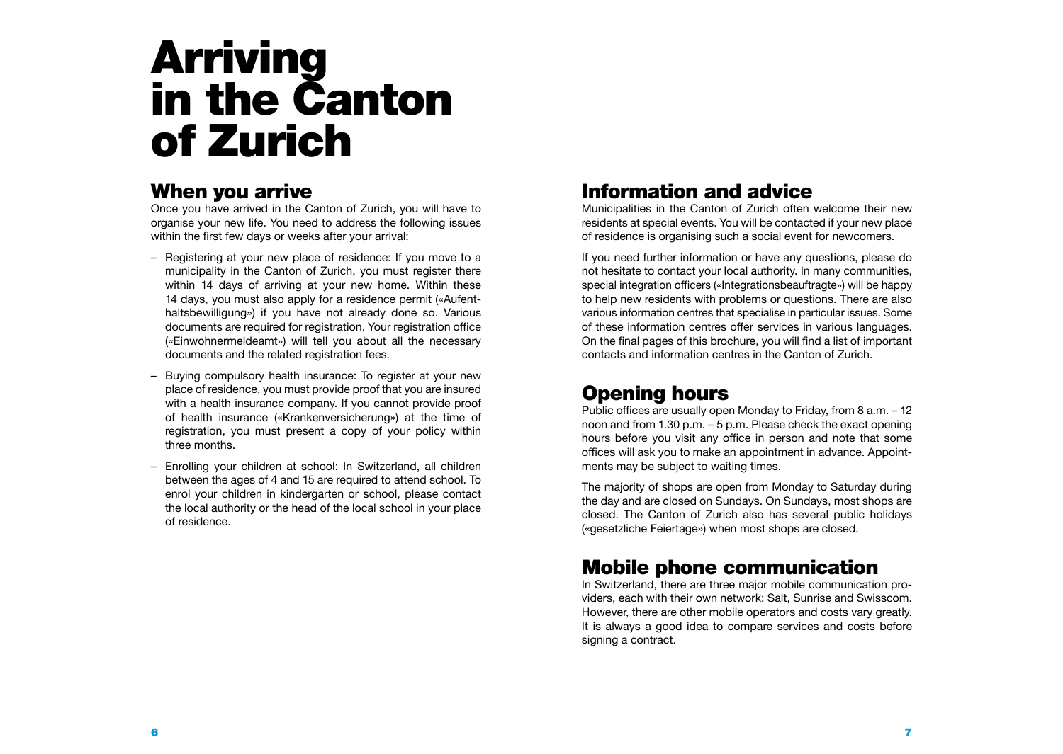# Arriving in the Canton of Zurich

## When you arrive

Once you have arrived in the Canton of Zurich, you will have to organise your new life. You need to address the following issues within the first few days or weeks after your arrival:

- Registering at your new place of residence: If you move to a municipality in the Canton of Zurich, you must register there within 14 days of arriving at your new home. Within these 14 days, you must also apply for a residence permit («Aufenthaltsbewilligung») if you have not already done so. Various documents are required for registration. Your registration office («Einwohnermeldeamt») will tell you about all the necessary documents and the related registration fees.
- Buying compulsory health insurance: To register at your new place of residence, you must provide proof that you are insured with a health insurance company. If you cannot provide proof of health insurance («Krankenversicherung») at the time of registration, you must present a copy of your policy within three months.
- Enrolling your children at school: In Switzerland, all children between the ages of 4 and 15 are required to attend school. To enrol your children in kindergarten or school, please contact the local authority or the head of the local school in your place of residence.

## Information and advice

Municipalities in the Canton of Zurich often welcome their new residents at special events. You will be contacted if your new place of residence is organising such a social event for newcomers.

If you need further information or have any questions, please do not hesitate to contact your local authority. In many communities, special integration officers («Integrationsbeauftragte») will be happy to help new residents with problems or questions. There are also various information centres that specialise in particular issues. Some of these information centres offer services in various languages. On the final pages of this brochure, you will find a list of important contacts and information centres in the Canton of Zurich.

## Opening hours

Public offices are usually open Monday to Friday, from 8 a.m. – 12 noon and from 1.30 p.m. – 5 p.m. Please check the exact opening hours before you visit any office in person and note that some offices will ask you to make an appointment in advance. Appointments may be subject to waiting times.

The majority of shops are open from Monday to Saturday during the day and are closed on Sundays. On Sundays, most shops are closed. The Canton of Zurich also has several public holidays («gesetzliche Feiertage») when most shops are closed.

## Mobile phone communication

In Switzerland, there are three major mobile communication providers, each with their own network: Salt, Sunrise and Swisscom. However, there are other mobile operators and costs vary greatly. It is always a good idea to compare services and costs before signing a contract.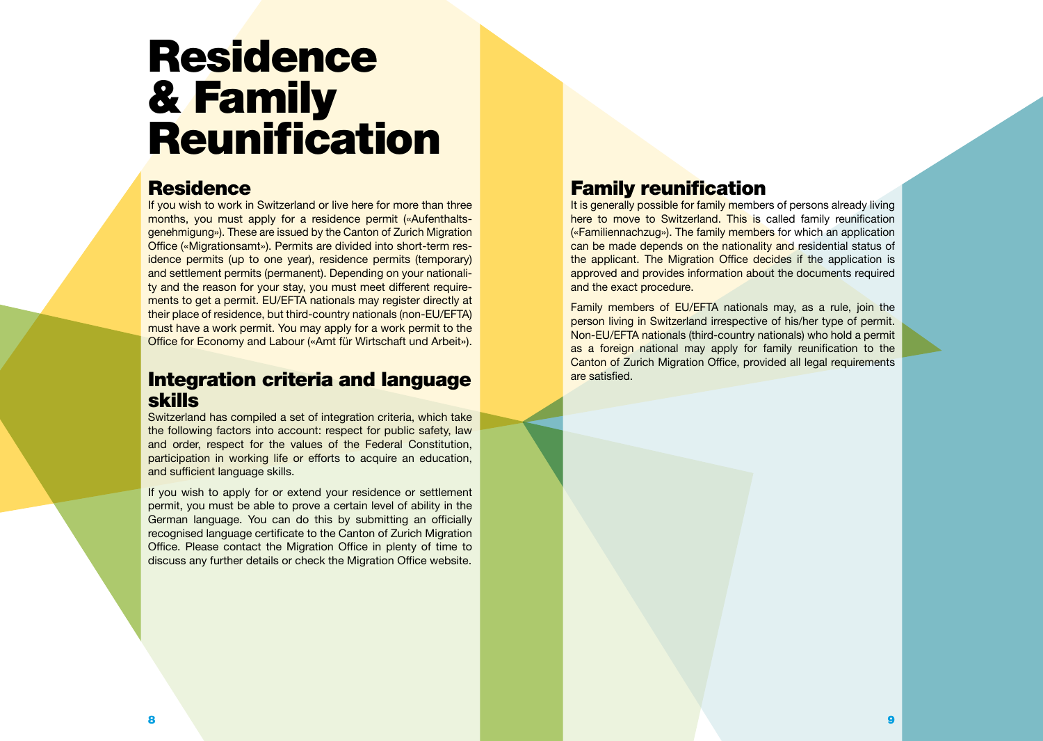# Residence & Family Reunification

## Residence

If you wish to work in Switzerland or live here for more than three months, you must apply for a residence permit («Aufenthaltsgenehmigung»). These are issued by the Canton of Zurich Migration Office («Migrationsamt»). Permits are divided into short-term residence permits (up to one year), residence permits (temporary) and settlement permits (permanent). Depending on your nationality and the reason for your stay, you must meet different requirements to get a permit. EU/EFTA nationals may register directly at their place of residence, but third-country nationals (non-EU/EFTA) must have a work permit. You may apply for a work permit to the Office for Economy and Labour («Amt für Wirtschaft und Arbeit»).

## Integration criteria and language skills

Switzerland has compiled a set of integration criteria, which take the following factors into account: respect for public safety, law and order, respect for the values of the Federal Constitution, participation in working life or efforts to acquire an education, and sufficient language skills.

If you wish to apply for or extend your residence or settlement permit, you must be able to prove a certain level of ability in the German language. You can do this by submitting an officially recognised language certificate to the Canton of Zurich Migration Office. Please contact the Migration Office in plenty of time to discuss any further details or check the Migration Office website.

## Family reunification

It is generally possible for family members of persons already living here to move to Switzerland. This is called family reunification («Familiennachzug»). The family members for which an application can be made depends on the nationality and residential status of the applicant. The Migration Office decides if the application is approved and provides information about the documents required and the exact procedure.

Family members of EU/EFTA nationals may, as a rule, join the person living in Switzerland irrespective of his/her type of permit. Non-EU/EFTA nationals (third-country nationals) who hold a permit as a foreign national may apply for family reunification to the Canton of Zurich Migration Office, provided all legal requirements are satisfied.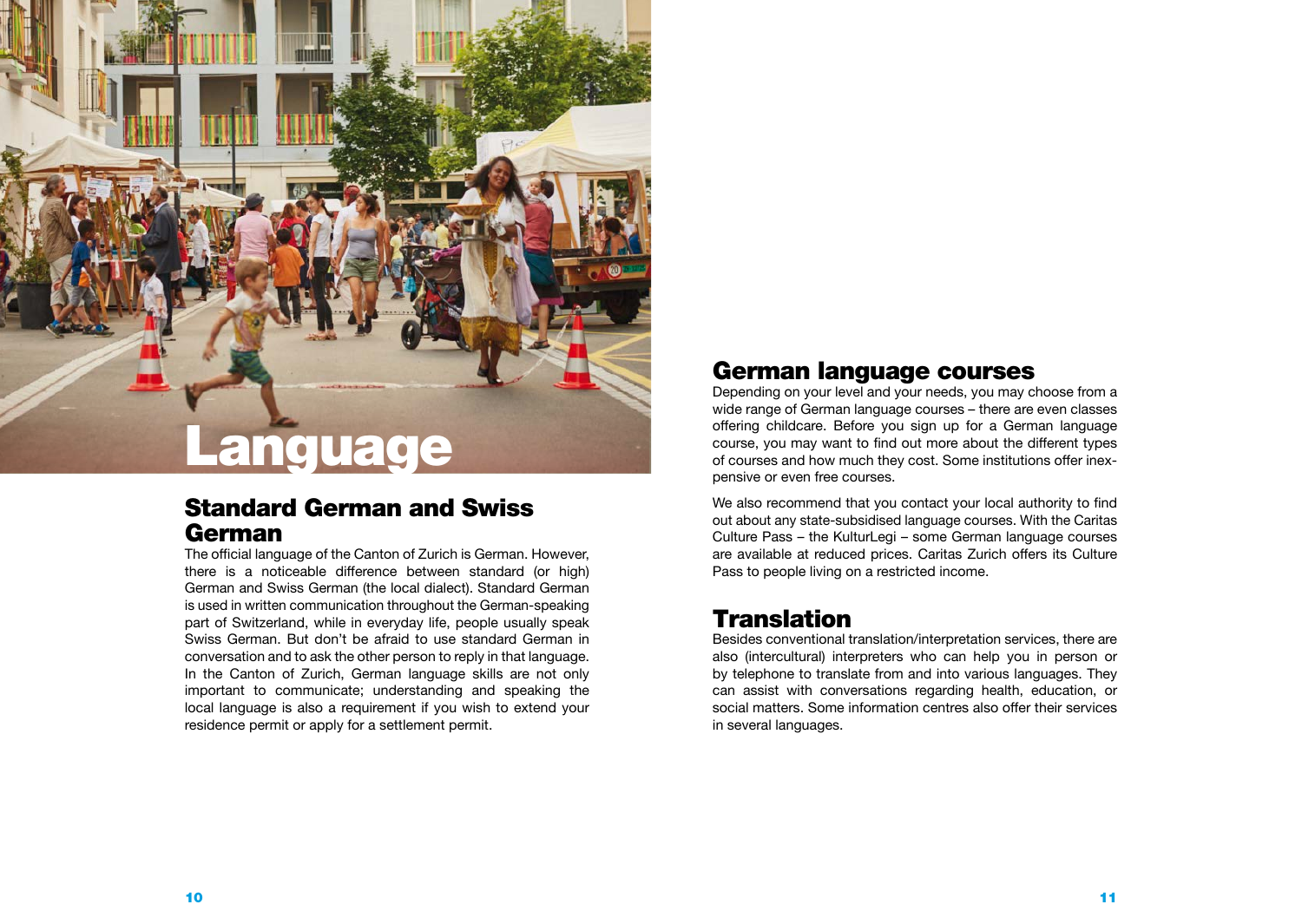# Language

## Standard German and Swiss German

The official language of the Canton of Zurich is German. However, there is a noticeable difference between standard (or high) German and Swiss German (the local dialect). Standard German is used in written communication throughout the German-speaking part of Switzerland, while in everyday life, people usually speak Swiss German. But don't be afraid to use standard German in conversation and to ask the other person to reply in that language. In the Canton of Zurich, German language skills are not only important to communicate; understanding and speaking the local language is also a requirement if you wish to extend your residence permit or apply for a settlement permit.

## German language courses

Depending on your level and your needs, you may choose from a wide range of German language courses – there are even classes offering childcare. Before you sign up for a German language course, you may want to find out more about the different types of courses and how much they cost. Some institutions offer inexpensive or even free courses.

We also recommend that you contact your local authority to find out about any state-subsidised language courses. With the Caritas Culture Pass – the KulturLegi – some German language courses are available at reduced prices. Caritas Zurich offers its Culture Pass to people living on a restricted income.

## Translation

Besides conventional translation/interpretation services, there are also (intercultural) interpreters who can help you in person or by telephone to translate from and into various languages. They can assist with conversations regarding health, education, or social matters. Some information centres also offer their services in several languages.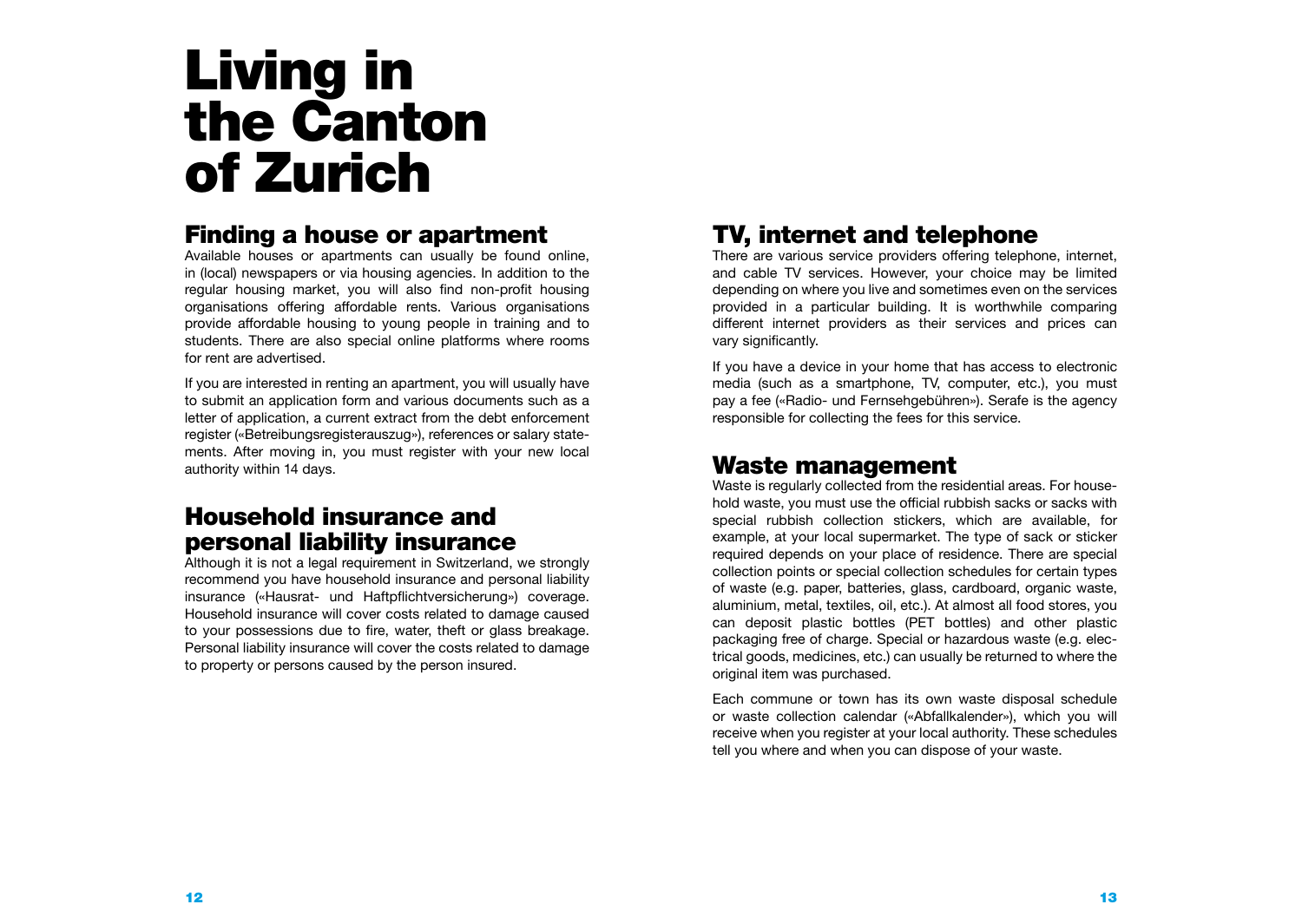# Living in the Canton of Zurich

## Finding a house or apartment

Available houses or apartments can usually be found online, in (local) newspapers or via housing agencies. In addition to the regular housing market, you will also find non-profit housing organisations offering affordable rents. Various organisations provide affordable housing to young people in training and to students. There are also special online platforms where rooms for rent are advertised.

If you are interested in renting an apartment, you will usually have to submit an application form and various documents such as a letter of application, a current extract from the debt enforcement register («Betreibungsregisterauszug»), references or salary statements. After moving in, you must register with your new local authority within 14 days.

## Household insurance and personal liability insurance

Although it is not a legal requirement in Switzerland, we strongly recommend you have household insurance and personal liability insurance («Hausrat- und Haftpflichtversicherung») coverage. Household insurance will cover costs related to damage caused to your possessions due to fire, water, theft or glass breakage. Personal liability insurance will cover the costs related to damage to property or persons caused by the person insured.

## TV, internet and telephone

There are various service providers offering telephone, internet, and cable TV services. However, your choice may be limited depending on where you live and sometimes even on the services provided in a particular building. It is worthwhile comparing different internet providers as their services and prices can vary significantly.

If you have a device in your home that has access to electronic media (such as a smartphone, TV, computer, etc.), you must pay a fee («Radio- und Fernsehgebühren»). Serafe is the agency responsible for collecting the fees for this service.

## Waste management

Waste is regularly collected from the residential areas. For household waste, you must use the official rubbish sacks or sacks with special rubbish collection stickers, which are available, for example, at your local supermarket. The type of sack or sticker required depends on your place of residence. There are special collection points or special collection schedules for certain types of waste (e.g. paper, batteries, glass, cardboard, organic waste, aluminium, metal, textiles, oil, etc.). At almost all food stores, you can deposit plastic bottles (PET bottles) and other plastic packaging free of charge. Special or hazardous waste (e.g. electrical goods, medicines, etc.) can usually be returned to where the original item was purchased.

Each commune or town has its own waste disposal schedule or waste collection calendar («Abfallkalender»), which you will receive when you register at your local authority. These schedules tell you where and when you can dispose of your waste.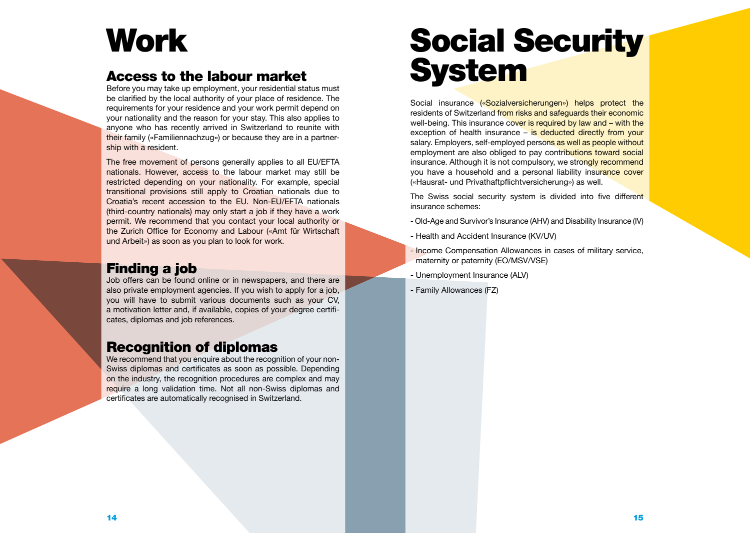# Work

## Access to the labour market

Before you may take up employment, your residential status must be clarified by the local authority of your place of residence. The requirements for your residence and your work permit depend on your nationality and the reason for your stay. This also applies to anyone who has recently arrived in Switzerland to reunite with their family («Familiennachzug») or because they are in a partnership with a resident.

The free movement of persons generally applies to all EU/EFTA nationals. However, access to the labour market may still be restricted depending on your nationality. For example, special transitional provisions still apply to Croatian nationals due to Croatia's recent accession to the EU. Non-EU/EFTA nationals (third-country nationals) may only start a job if they have a work permit. We recommend that you contact your local authority or the Zurich Office for Economy and Labour («Amt für Wirtschaft und Arbeit») as soon as you plan to look for work.

## Finding a job

Job offers can be found online or in newspapers, and there are also private employment agencies. If you wish to apply for a job, you will have to submit various documents such as your CV, a motivation letter and, if available, copies of your degree certificates, diplomas and job references.

## Recognition of diplomas

We recommend that you enquire about the recognition of your non-Swiss diplomas and certificates as soon as possible. Depending on the industry, the recognition procedures are complex and may require a long validation time. Not all non-Swiss diplomas and certificates are automatically recognised in Switzerland.

# Social Security System

Social insurance («Sozialversicherungen») helps protect the residents of Switzerland from risks and safeguards their economic well-being. This insurance cover is required by law and – with the exception of health insurance – is deducted directly from your salary. Employers, self-employed persons as well as people without employment are also obliged to pay contributions toward social insurance. Although it is not compulsory, we strongly recommend you have a household and a personal liability insurance cover («Hausrat- und Privathaftpflichtversicherung») as well.

The Swiss social security system is divided into five different insurance schemes:

- Old-Age and Survivor's Insurance (AHV) and Disability Insurance (IV)
- Health and Accident Insurance (KV/UV)
- Income Compensation Allowances in cases of military service, maternity or paternity (EO/MSV/VSE)
- Unemployment Insurance (ALV)
- Family Allowances (FZ)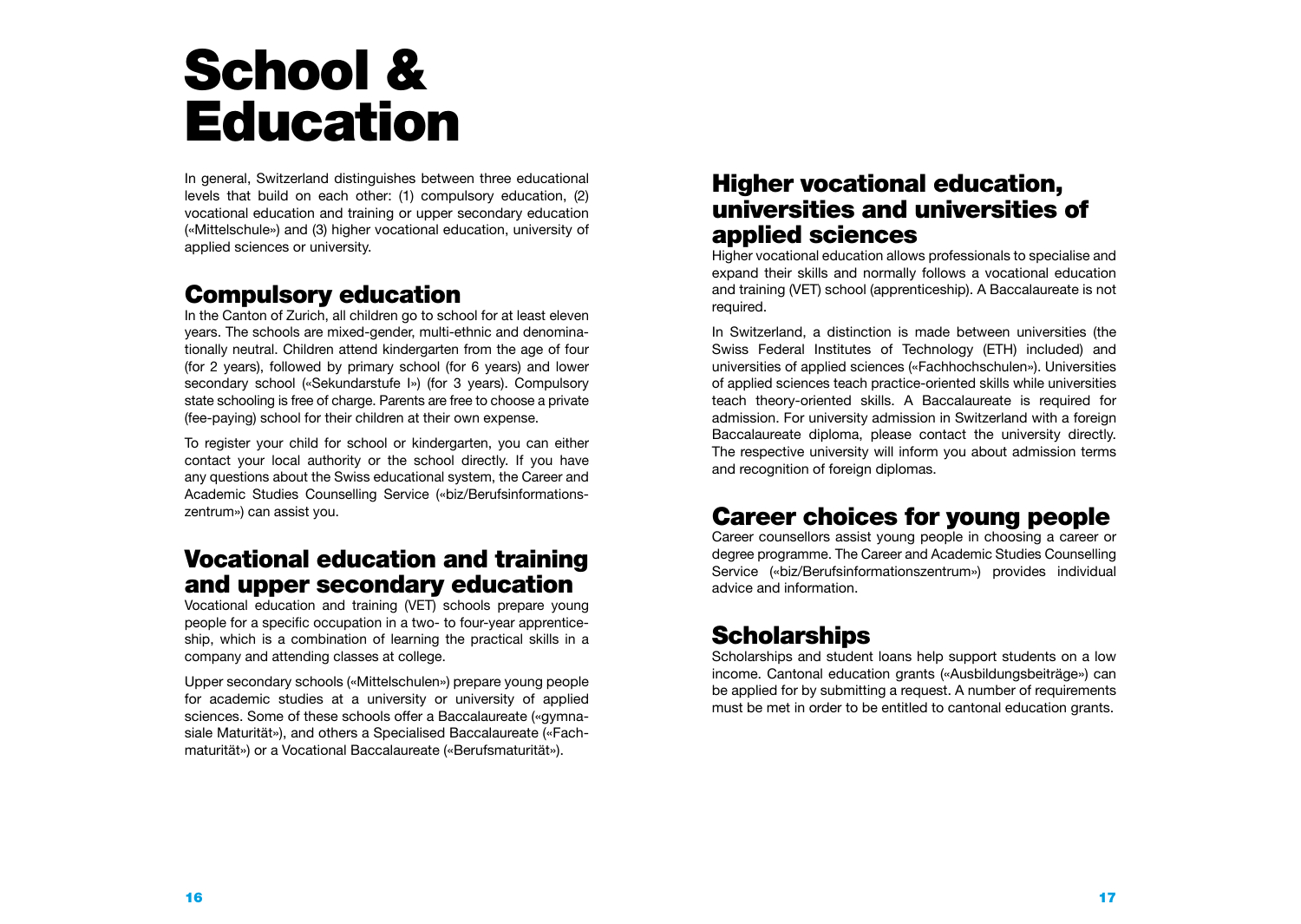# School & Education

In general, Switzerland distinguishes between three educational levels that build on each other: (1) compulsory education, (2) vocational education and training or upper secondary education («Mittelschule») and (3) higher vocational education, university of applied sciences or university.

## Compulsory education

In the Canton of Zurich, all children go to school for at least eleven years. The schools are mixed-gender, multi-ethnic and denominationally neutral. Children attend kindergarten from the age of four (for 2 years), followed by primary school (for 6 years) and lower secondary school («Sekundarstufe I») (for 3 years). Compulsory state schooling is free of charge. Parents are free to choose a private (fee-paying) school for their children at their own expense.

To register your child for school or kindergarten, you can either contact your local authority or the school directly. If you have any questions about the Swiss educational system, the Career and Academic Studies Counselling Service («biz/Berufsinformationszentrum») can assist you.

## Vocational education and training and upper secondary education

Vocational education and training (VET) schools prepare young people for a specific occupation in a two- to four-year apprenticeship, which is a combination of learning the practical skills in a company and attending classes at college.

Upper secondary schools («Mittelschulen») prepare young people for academic studies at a university or university of applied sciences. Some of these schools offer a Baccalaureate («gymnasiale Maturität»), and others a Specialised Baccalaureate («Fachmaturität») or a Vocational Baccalaureate («Berufsmaturität»).

## Higher vocational education, universities and universities of applied sciences

Higher vocational education allows professionals to specialise and expand their skills and normally follows a vocational education and training (VET) school (apprenticeship). A Baccalaureate is not required.

In Switzerland, a distinction is made between universities (the Swiss Federal Institutes of Technology (ETH) included) and universities of applied sciences («Fachhochschulen»). Universities of applied sciences teach practice-oriented skills while universities teach theory-oriented skills. A Baccalaureate is required for admission. For university admission in Switzerland with a foreign Baccalaureate diploma, please contact the university directly. The respective university will inform you about admission terms and recognition of foreign diplomas.

## Career choices for young people

Career counsellors assist young people in choosing a career or degree programme. The Career and Academic Studies Counselling Service («biz/Berufsinformationszentrum») provides individual advice and information.

## Scholarships

Scholarships and student loans help support students on a low income. Cantonal education grants («Ausbildungsbeiträge») can be applied for by submitting a request. A number of requirements must be met in order to be entitled to cantonal education grants.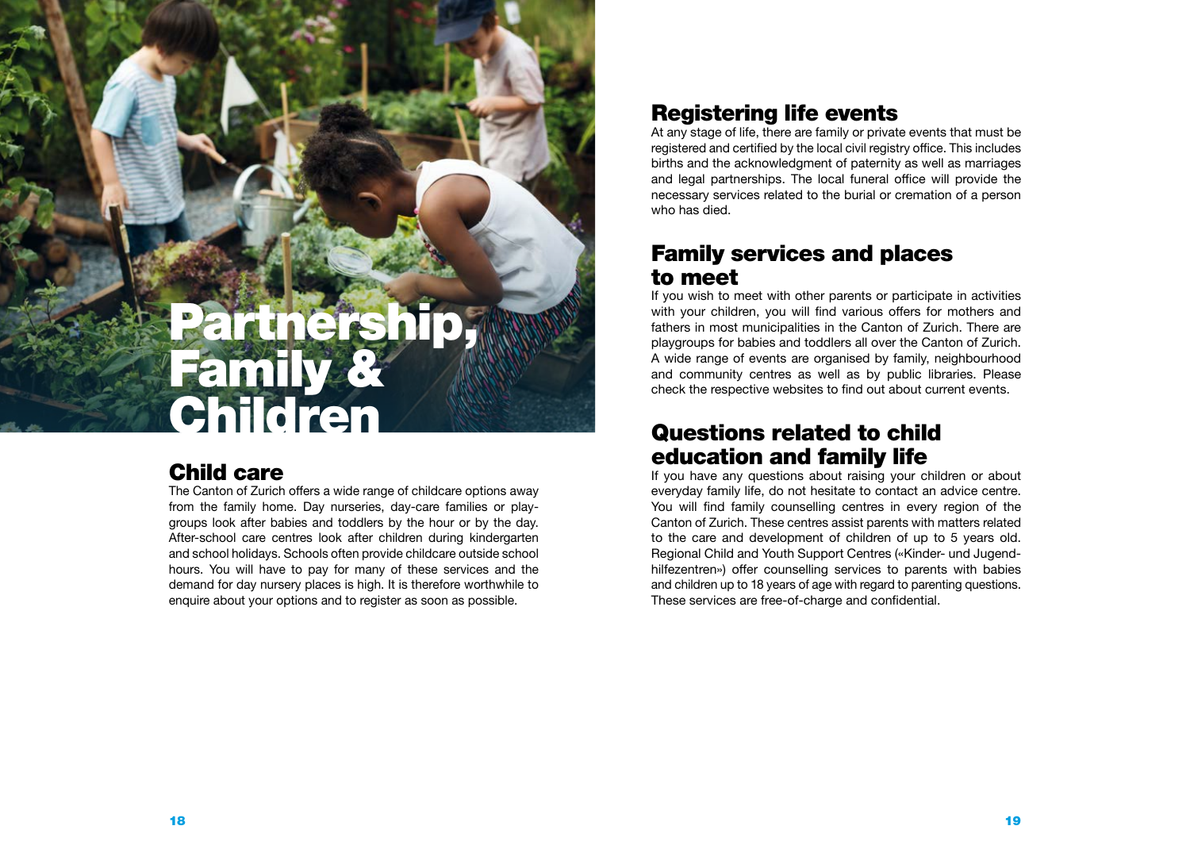# Partnership, Family & Children

## Child care

The Canton of Zurich offers a wide range of childcare options away from the family home. Day nurseries, day-care families or playgroups look after babies and toddlers by the hour or by the day. After-school care centres look after children during kindergarten and school holidays. Schools often provide childcare outside school hours. You will have to pay for many of these services and the demand for day nursery places is high. It is therefore worthwhile to enquire about your options and to register as soon as possible.

## Registering life events

At any stage of life, there are family or private events that must be registered and certified by the local civil registry office. This includes births and the acknowledgment of paternity as well as marriages and legal partnerships. The local funeral office will provide the necessary services related to the burial or cremation of a person who has died.

## Family services and places to meet

If you wish to meet with other parents or participate in activities with your children, you will find various offers for mothers and fathers in most municipalities in the Canton of Zurich. There are playgroups for babies and toddlers all over the Canton of Zurich. A wide range of events are organised by family, neighbourhood and community centres as well as by public libraries. Please check the respective websites to find out about current events.

## Questions related to child education and family life

If you have any questions about raising your children or about everyday family life, do not hesitate to contact an advice centre. You will find family counselling centres in every region of the Canton of Zurich. These centres assist parents with matters related to the care and development of children of up to 5 years old. Regional Child and Youth Support Centres («Kinder- und Jugendhilfezentren») offer counselling services to parents with babies and children up to 18 years of age with regard to parenting questions. These services are free-of-charge and confidential.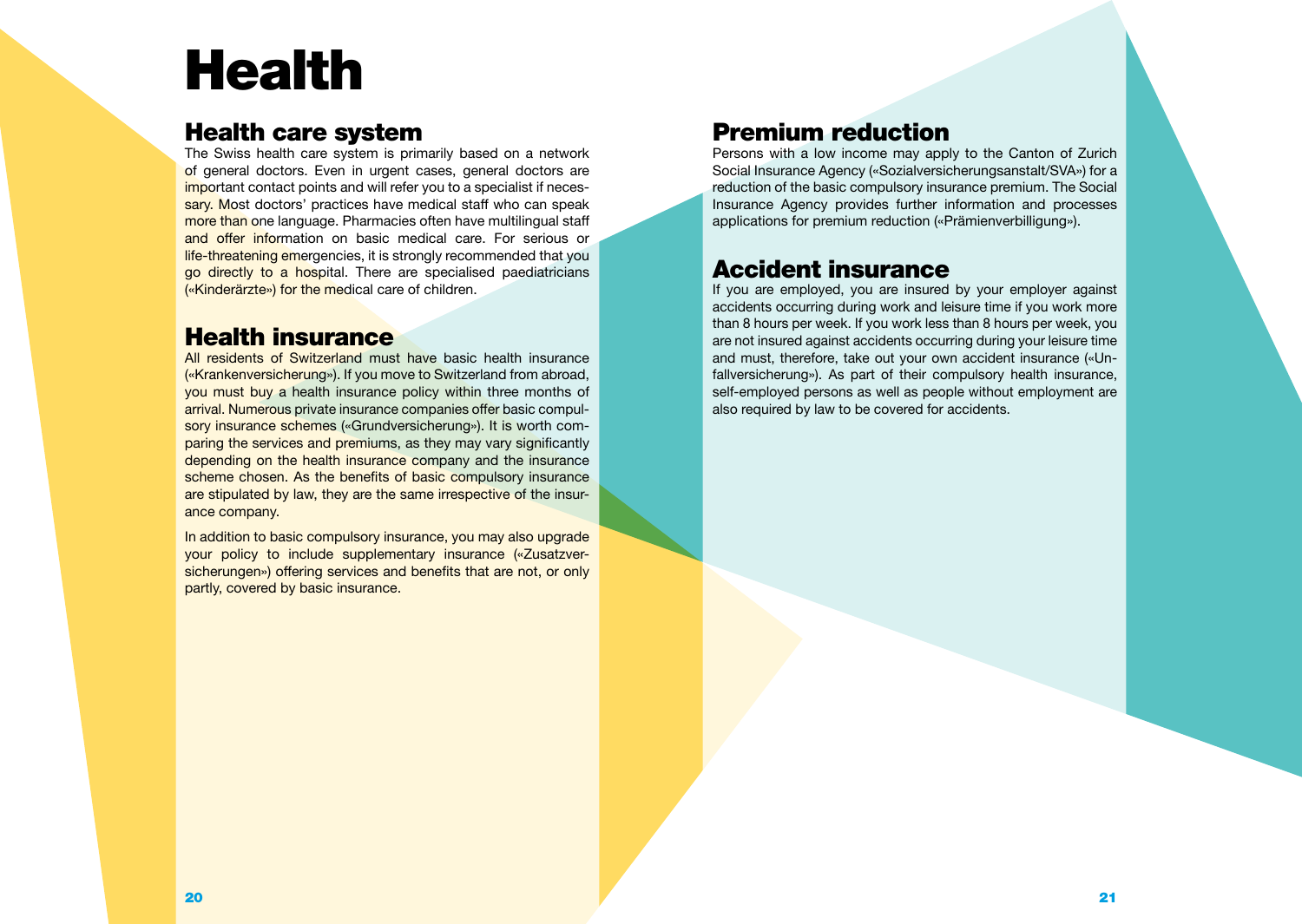# Health

## Health care system

The Swiss health care system is primarily based on a network of general doctors. Even in urgent cases, general doctors are important contact points and will refer you to a specialist if necessary. Most doctors' practices have medical staff who can speak more than one language. Pharmacies often have multilingual staff and offer information on basic medical care. For serious or life-threatening emergencies, it is strongly recommended that you go directly to a hospital. There are specialised paediatricians («Kinderärzte») for the medical care of children.

## Health insurance

All residents of Switzerland must have basic health insurance («Krankenversicherung»). If you move to Switzerland from abroad, you must buy a health insurance policy within three months of arrival. Numerous private insurance companies offer basic compulsory insurance schemes («Grundversicherung»). It is worth comparing the services and premiums, as they may vary significantly depending on the health insurance company and the insurance scheme chosen. As the benefits of basic compulsory insurance are stipulated by law, they are the same irrespective of the insurance company.

In addition to basic compulsory insurance, you may also upgrade your policy to include supplementary insurance («Zusatzversicherungen») offering services and benefits that are not, or only partly, covered by basic insurance.

## Premium reduction

Persons with a low income may apply to the Canton of Zurich Social Insurance Agency («Sozialversicherungsanstalt/SVA») for a reduction of the basic compulsory insurance premium. The Social Insurance Agency provides further information and processes applications for premium reduction («Prämienverbilligung»).

## Accident insurance

If you are employed, you are insured by your employer against accidents occurring during work and leisure time if you work more than 8 hours per week. If you work less than 8 hours per week, you are not insured against accidents occurring during your leisure time and must, therefore, take out your own accident insurance («Unfallversicherung»). As part of their compulsory health insurance, self-employed persons as well as people without employment are also required by law to be covered for accidents.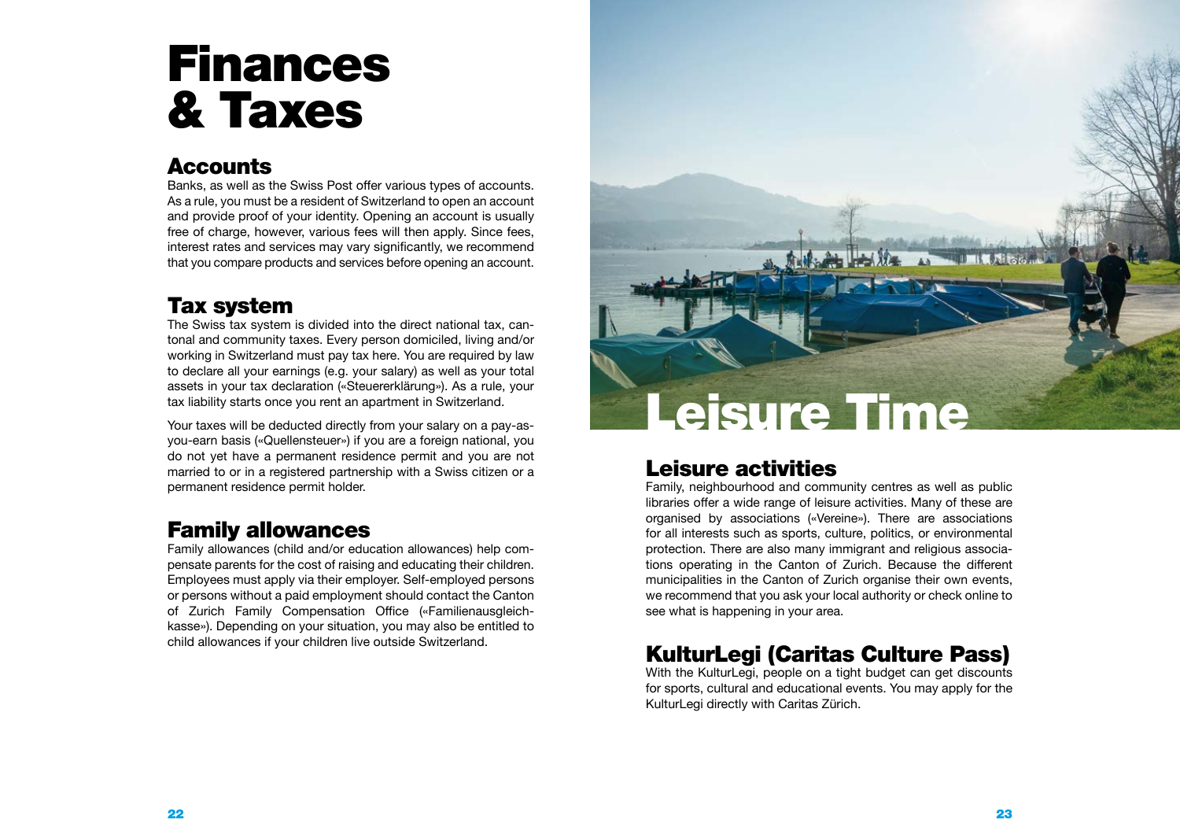# Finances & Taxes

## Accounts

Banks, as well as the Swiss Post offer various types of accounts. As a rule, you must be a resident of Switzerland to open an account and provide proof of your identity. Opening an account is usually free of charge, however, various fees will then apply. Since fees, interest rates and services may vary significantly, we recommend that you compare products and services before opening an account.

## Tax system

The Swiss tax system is divided into the direct national tax, cantonal and community taxes. Every person domiciled, living and/or working in Switzerland must pay tax here. You are required by law to declare all your earnings (e.g. your salary) as well as your total assets in your tax declaration («Steuererklärung»). As a rule, your tax liability starts once you rent an apartment in Switzerland.

Your taxes will be deducted directly from your salary on a pay-as-you-earn basis («Quellensteuer») if you are a foreign national, you do not yet have a permanent residence permit and you are not married to or in a registered partnership with a Swiss citizen or a permanent residence permit holder.

## Family allowances

Family allowances (child and/or education allowances) help compensate parents for the cost of raising and educating their children. Employees must apply via their employer. Self-employed persons or persons without a paid employment should contact the Canton of Zurich Family Compensation Office («Familienausgleichkasse»). Depending on your situation, you may also be entitled to child allowances if your children live outside Switzerland.

# Leisure Time

## Leisure activities

Family, neighbourhood and community centres as well as public libraries offer a wide range of leisure activities. Many of these are organised by associations («Vereine»). There are associations for all interests such as sports, culture, politics, or environmental protection. There are also many immigrant and religious associations operating in the Canton of Zurich. Because the different municipalities in the Canton of Zurich organise their own events, we recommend that you ask your local authority or check online to see what is happening in your area.

## KulturLegi (Caritas Culture Pass)

With the KulturLegi, people on a tight budget can get discounts for sports, cultural and educational events. You may apply for the KulturLegi directly with Caritas Zürich.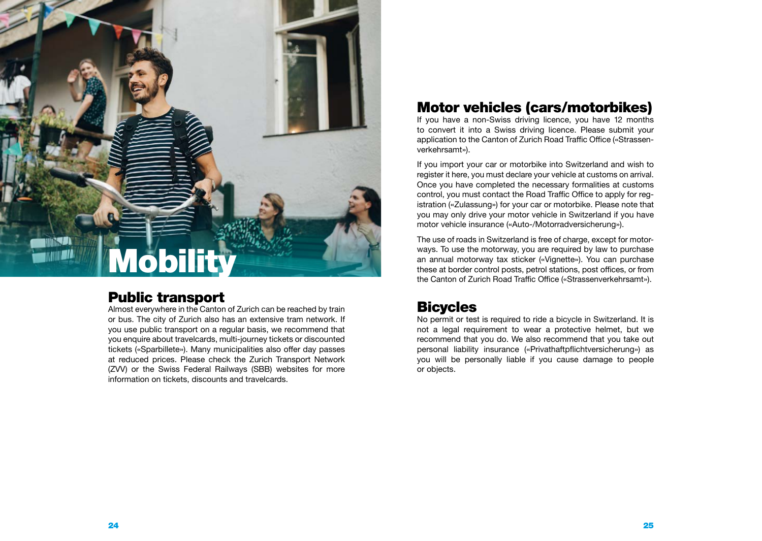# Mobility

## Public transport

Almost everywhere in the Canton of Zurich can be reached by train or bus. The city of Zurich also has an extensive tram network. If you use public transport on a regular basis, we recommend that you enquire about travelcards, multi-journey tickets or discounted tickets («Sparbillete»). Many municipalities also offer day passes at reduced prices. Please check the Zurich Transport Network (ZVV) or the Swiss Federal Railways (SBB) websites for more information on tickets, discounts and travelcards.

## Motor vehicles (cars/motorbikes)

If you have a non-Swiss driving licence, you have 12 months to convert it into a Swiss driving licence. Please submit your application to the Canton of Zurich Road Traffic Office («Strassenverkehrsamt»).

If you import your car or motorbike into Switzerland and wish to register it here, you must declare your vehicle at customs on arrival. Once you have completed the necessary formalities at customs control, you must contact the Road Traffic Office to apply for registration («Zulassung») for your car or motorbike. Please note that you may only drive your motor vehicle in Switzerland if you have motor vehicle insurance («Auto-/Motorradversicherung»).

The use of roads in Switzerland is free of charge, except for motorways. To use the motorway, you are required by law to purchase an annual motorway tax sticker («Vignette»). You can purchase these at border control posts, petrol stations, post offices, or from the Canton of Zurich Road Traffic Office («Strassenverkehrsamt»).

## Bicycles

No permit or test is required to ride a bicycle in Switzerland. It is not a legal requirement to wear a protective helmet, but we recommend that you do. We also recommend that you take out personal liability insurance («Privathaftpflichtversicherung») as you will be personally liable if you cause damage to people or objects.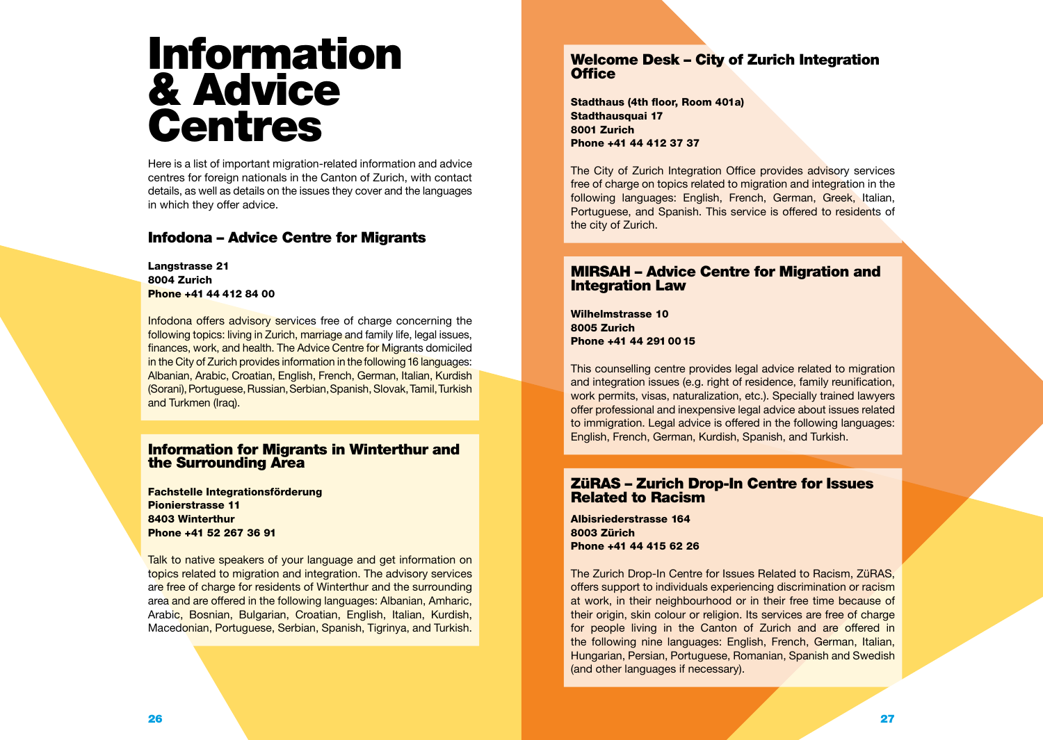# Information & Advice Centres

Here is a list of important migration-related information and advice centres for foreign nationals in the Canton of Zurich, with contact details, as well as details on the issues they cover and the languages in which they offer advice.

## Infodona – Advice Centre for Migrants

**Langstrasse 21**
**8004 Zurich**
**Phone +41 44 412 84 00**

Infodona offers advisory services free of charge concerning the following topics: living in Zurich, marriage and family life, legal issues, finances, work, and health. The Advice Centre for Migrants domiciled in the City of Zurich provides information in the following 16 languages: Albanian, Arabic, Croatian, English, French, German, Italian, Kurdish (Sorani), Portuguese, Russian, Serbian, Spanish, Slovak, Tamil, Turkish and Turkmen (Iraq).

## Information for Migrants in Winterthur and the Surrounding Area

**Fachstelle Integrationsförderung**
**Pionierstrasse 11**
**8403 Winterthur**
**Phone +41 52 267 36 91**

Talk to native speakers of your language and get information on topics related to migration and integration. The advisory services are free of charge for residents of Winterthur and the surrounding area and are offered in the following languages: Albanian, Amharic, Arabic, Bosnian, Bulgarian, Croatian, English, Italian, Kurdish, Macedonian, Portuguese, Serbian, Spanish, Tigrinya, and Turkish.

## Welcome Desk – City of Zurich Integration Office

**Stadthaus (4th floor, Room 401a)**
**Stadthausquai 17**
**8001 Zurich**
**Phone +41 44 412 37 37**

The City of Zurich Integration Office provides advisory services free of charge on topics related to migration and integration in the following languages: English, French, German, Greek, Italian, Portuguese, and Spanish. This service is offered to residents of the city of Zurich.

## MIRSAH – Advice Centre for Migration and Integration Law

**Wilhelmstrasse 10**
**8005 Zurich**
**Phone +41 44 291 00 15**

This counselling centre provides legal advice related to migration and integration issues (e.g. right of residence, family reunification, work permits, visas, naturalization, etc.). Specially trained lawyers offer professional and inexpensive legal advice about issues related to immigration. Legal advice is offered in the following languages: English, French, German, Kurdish, Spanish, and Turkish.

## ZüRAS – Zurich Drop-In Centre for Issues Related to Racism

**Albisriederstrasse 164**
**8003 Zürich**
**Phone +41 44 415 62 26**

The Zurich Drop-In Centre for Issues Related to Racism, ZüRAS, offers support to individuals experiencing discrimination or racism at work, in their neighbourhood or in their free time because of their origin, skin colour or religion. Its services are free of charge for people living in the Canton of Zurich and are offered in the following nine languages: English, French, German, Italian, Hungarian, Persian, Portuguese, Romanian, Spanish and Swedish (and other languages if necessary).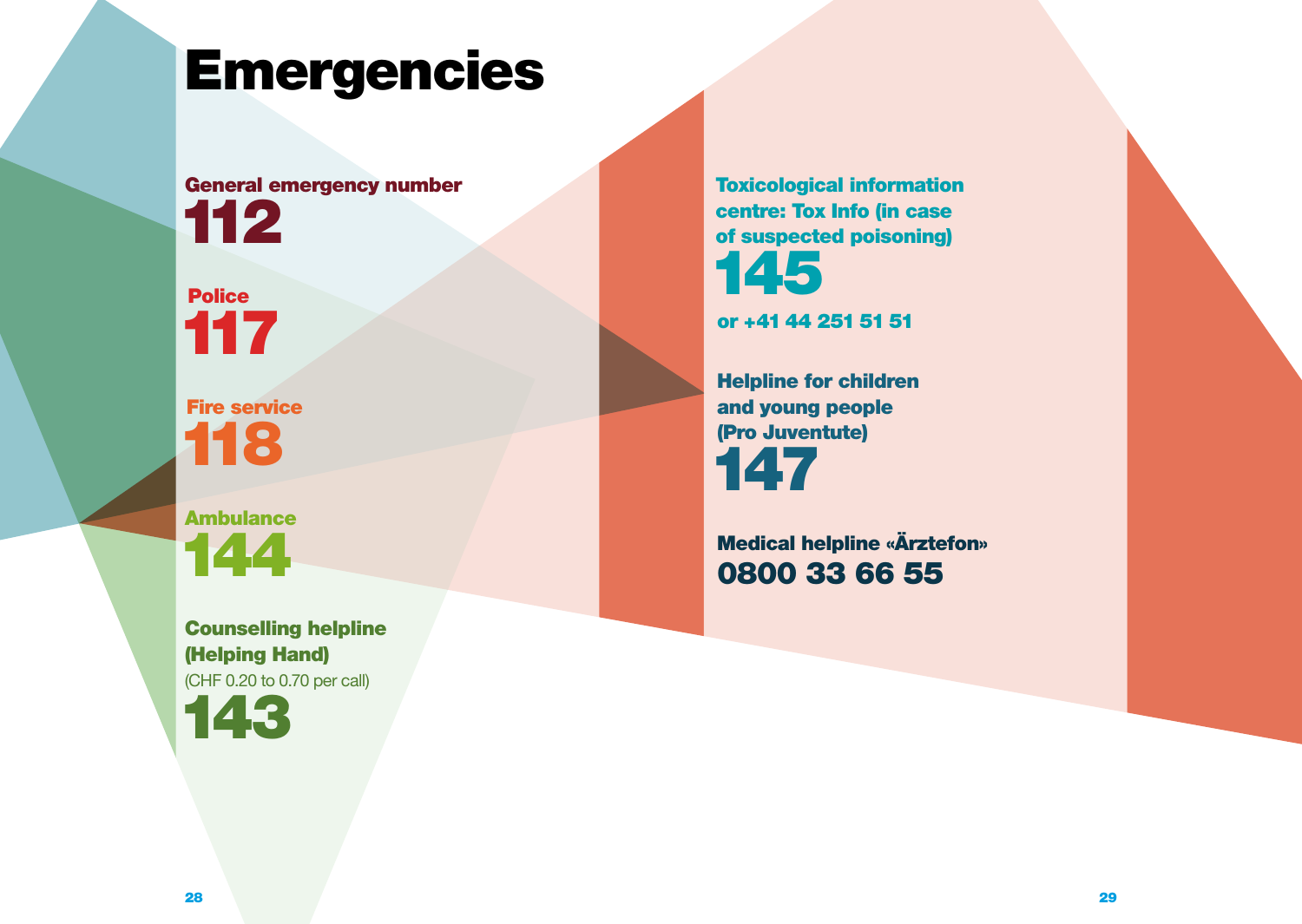# Emergencies

**General emergency number**
**112**

**Police**
**117**

**Fire service**
**118**

**Ambulance**
**144**

**Counselling helpline (Helping Hand)**
(CHF 0.20 to 0.70 per call)
**143**

**Toxicological information centre: Tox Info (in case of suspected poisoning)**
**145**

**or +41 44 251 51 51**

**Helpline for children and young people (Pro Juventute)**
**147**

**Medical helpline «Ärztefon»**
**0800 33 66 55**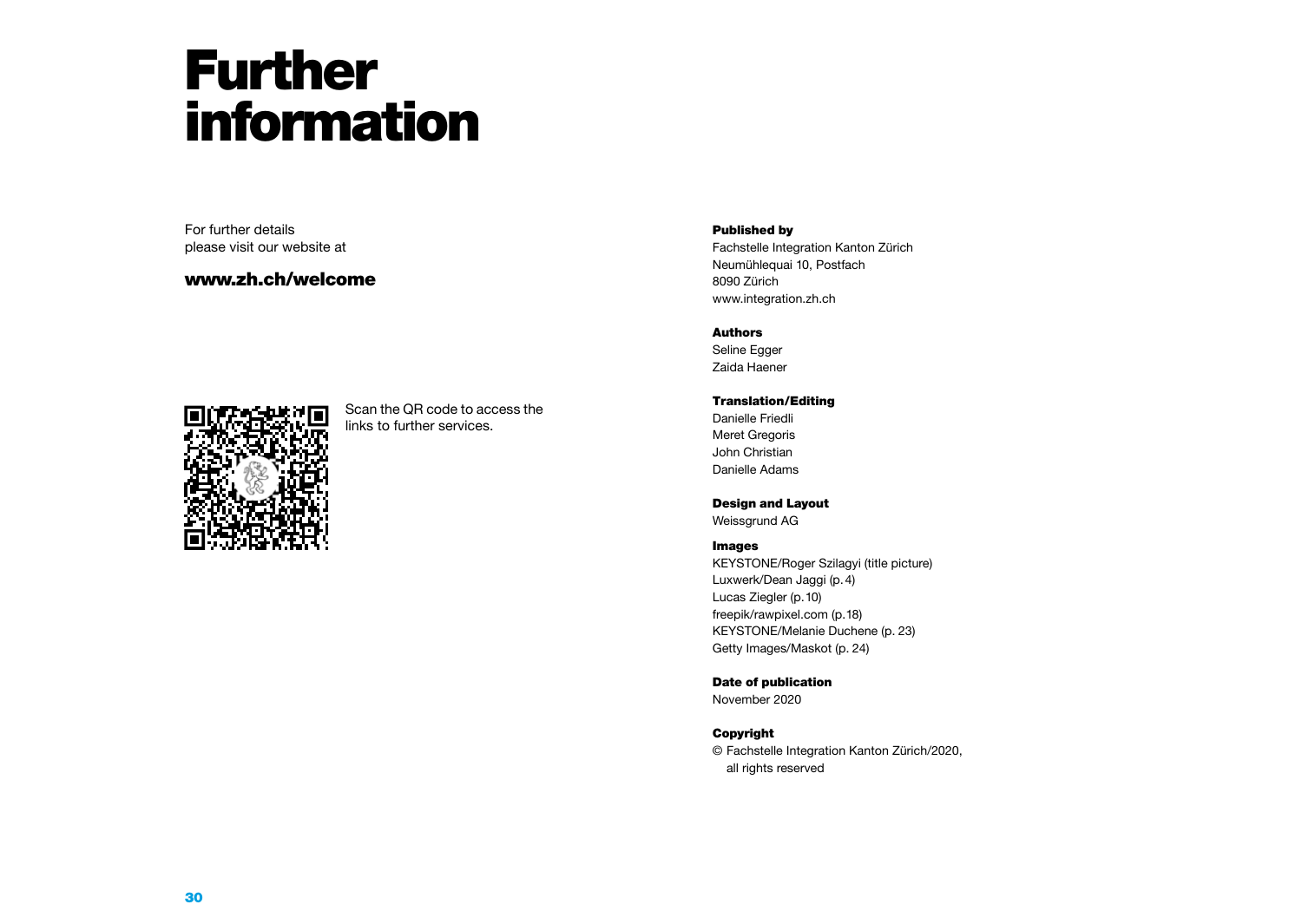# Further information

For further details
please visit our website at

**www.zh.ch/welcome**

Scan the QR code to access the links to further services.

**Published by**
Fachstelle Integration Kanton Zürich
Neumühlequai 10, Postfach
8090 Zürich
www.integration.zh.ch

**Authors**
Seline Egger
Zaida Haener

**Translation/Editing**
Danielle Friedli
Meret Gregoris
John Christian
Danielle Adams

**Design and Layout**
Weissgrund AG

**Images**
KEYSTONE/Roger Szilagyi (title picture)
Luxwerk/Dean Jaggi (p. 4)
Lucas Ziegler (p. 10)
freepik/rawpixel.com (p. 18)
KEYSTONE/Melanie Duchene (p. 23)
Getty Images/Maskot (p. 24)

**Date of publication**
November 2020

**Copyright**
© Fachstelle Integration Kanton Zürich/2020, all rights reserved